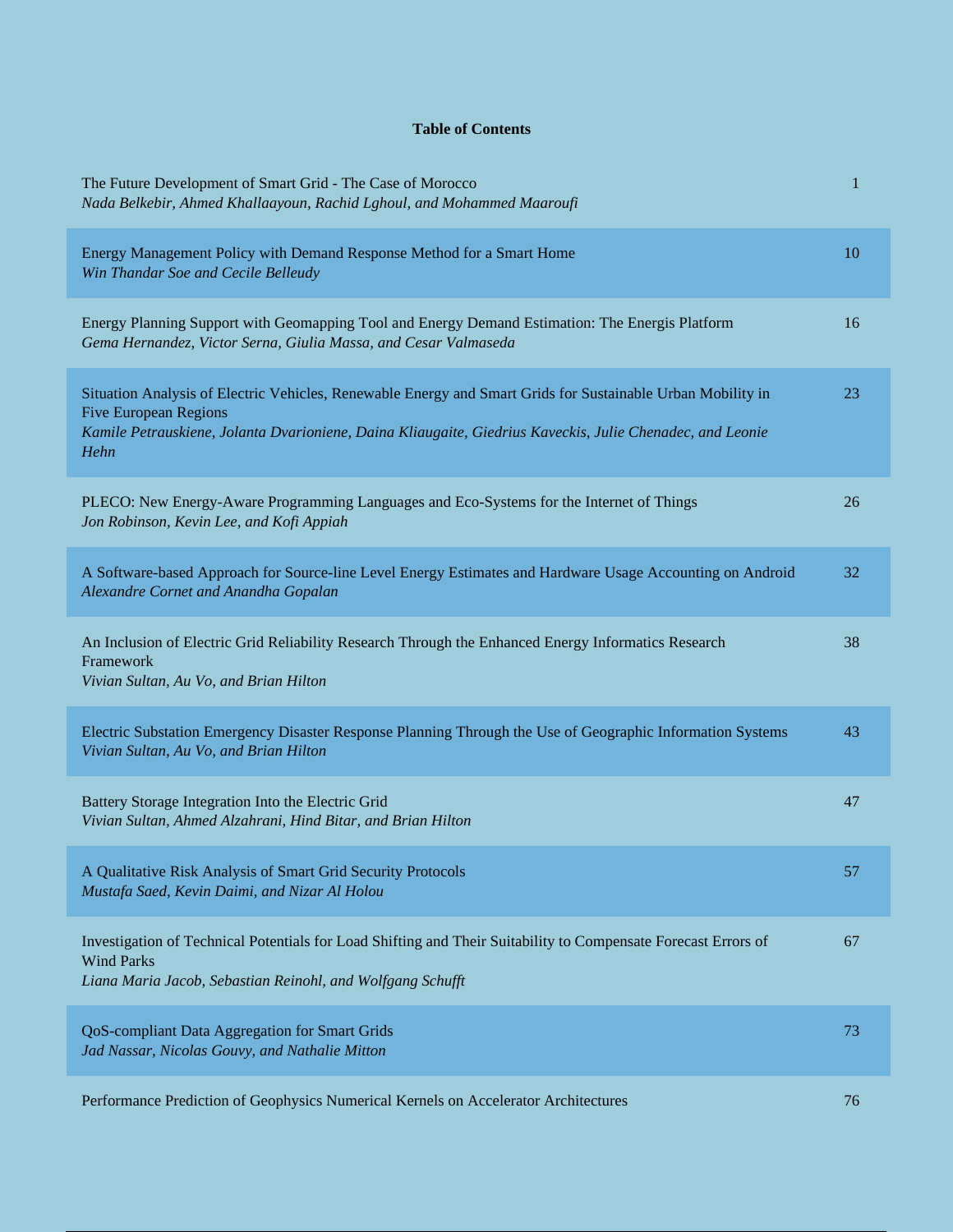# Table of Contents

| | |
|---|---|
| The Future Development of Smart Grid - The Case of Morocco<br>*Nada Belkebir, Ahmed Khallaayoun, Rachid Lghoul, and Mohammed Maaroufi* | 1 |
| Energy Management Policy with Demand Response Method for a Smart Home<br>*Win Thandar Soe and Cecile Belleudy* | 10 |
| Energy Planning Support with Geomapping Tool and Energy Demand Estimation: The Energis Platform<br>*Gema Hernandez, Victor Serna, Giulia Massa, and Cesar Valmaseda* | 16 |
| Situation Analysis of Electric Vehicles, Renewable Energy and Smart Grids for Sustainable Urban Mobility in Five European Regions<br>*Kamile Petrauskiene, Jolanta Dvarioniene, Daina Kliaugaite, Giedrius Kaveckis, Julie Chenadec, and Leonie Hehn* | 23 |
| PLECO: New Energy-Aware Programming Languages and Eco-Systems for the Internet of Things<br>*Jon Robinson, Kevin Lee, and Kofi Appiah* | 26 |
| A Software-based Approach for Source-line Level Energy Estimates and Hardware Usage Accounting on Android<br>*Alexandre Cornet and Anandha Gopalan* | 32 |
| An Inclusion of Electric Grid Reliability Research Through the Enhanced Energy Informatics Research Framework<br>*Vivian Sultan, Au Vo, and Brian Hilton* | 38 |
| Electric Substation Emergency Disaster Response Planning Through the Use of Geographic Information Systems<br>*Vivian Sultan, Au Vo, and Brian Hilton* | 43 |
| Battery Storage Integration Into the Electric Grid<br>*Vivian Sultan, Ahmed Alzahrani, Hind Bitar, and Brian Hilton* | 47 |
| A Qualitative Risk Analysis of Smart Grid Security Protocols<br>*Mustafa Saed, Kevin Daimi, and Nizar Al Holou* | 57 |
| Investigation of Technical Potentials for Load Shifting and Their Suitability to Compensate Forecast Errors of Wind Parks<br>*Liana Maria Jacob, Sebastian Reinohl, and Wolfgang Schufft* | 67 |
| QoS-compliant Data Aggregation for Smart Grids<br>*Jad Nassar, Nicolas Gouvy, and Nathalie Mitton* | 73 |
| Performance Prediction of Geophysics Numerical Kernels on Accelerator Architectures | 76 |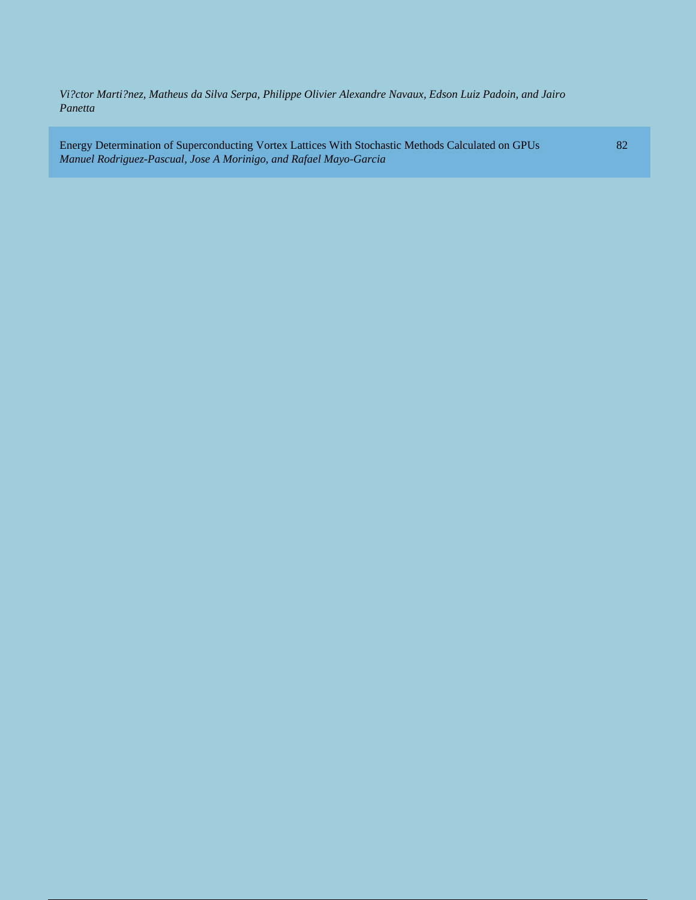*Vi?ctor Marti?nez, Matheus da Silva Serpa, Philippe Olivier Alexandre Navaux, Edson Luiz Padoin, and Jairo Panetta*

Energy Determination of Superconducting Vortex Lattices With Stochastic Methods Calculated on GPUs 82
*Manuel Rodriguez-Pascual, Jose A Morinigo, and Rafael Mayo-Garcia*